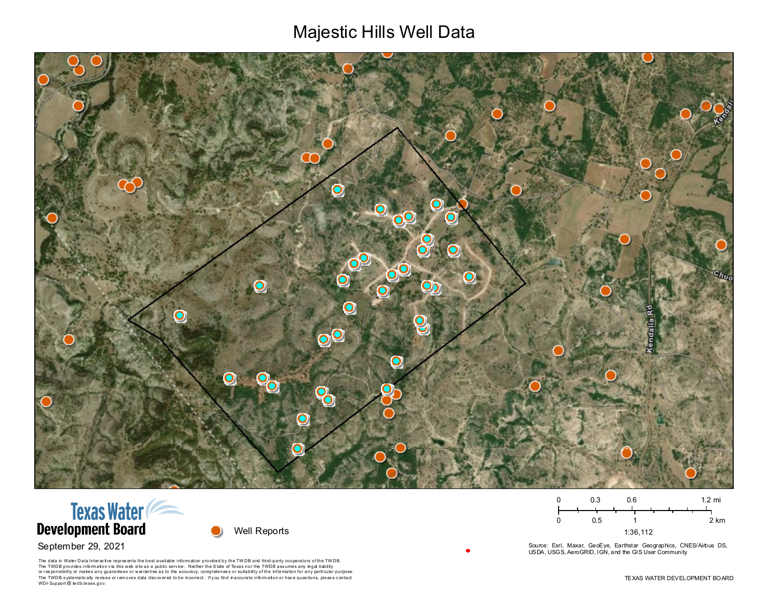# Majestic Hills Well Data

Texas Water Development Board

September 29, 2021

Well Reports

0 0.3 0.6 1.2 mi

0 0.5 1 2 km

1:36,112

Source: Esri, Maxar, GeoEye, Earthstar Geographics, CNES/Airbus DS, USDA, USGS, AeroGRID, IGN, and the GIS User Community

The data in Water Data Interactive represents the best available information provided by the TWDB and third-party cooperators of the TWDB. The TWDB provides information via this web site as a public service. Neither the State of Texas nor the TWDB assumes any legal liability or responsibility or makes any guarantees or warranties as to the accuracy, completeness or suitability of the information for any particular purpose. The TWDB systematically revises or removes data discovered to be incorrect. If you find inaccurate information or have questions, please contact WDI-Support@twdb.texas.gov.

TEXAS WATER DEVELOPMENT BOARD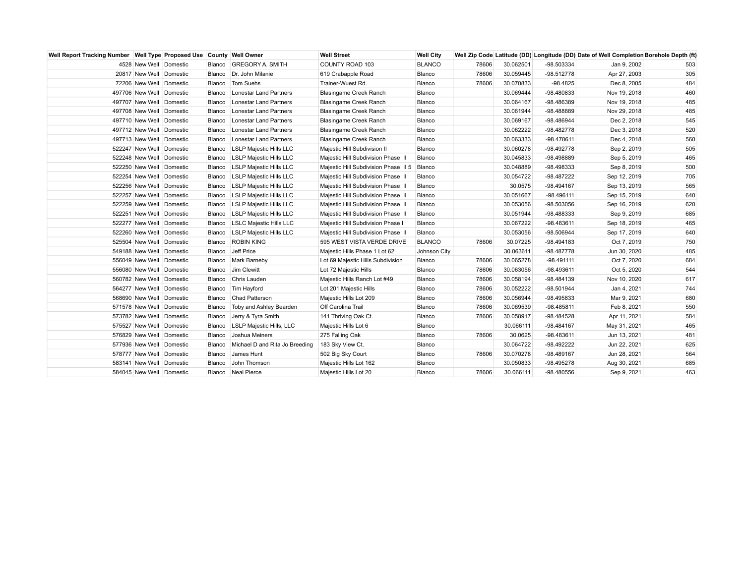| Well Report Tracking Number | Well Type | Proposed Use | County | Well Owner | Well Street | Well City | Well Zip Code | Latitude (DD) | Longitude (DD) | Date of Well Completion | Borehole Depth (ft) |
|---|---|---|---|---|---|---|---|---|---|---|---|
| 4528 | New Well | Domestic | Blanco | GREGORY A. SMITH | COUNTY ROAD 103 | BLANCO | 78606 | 30.062501 | -98.503334 | Jan 9, 2002 | 503 |
| 20817 | New Well | Domestic | Blanco | Dr. John Milanie | 619 Crabapple Road | Blanco | 78606 | 30.059445 | -98.512778 | Apr 27, 2003 | 305 |
| 72206 | New Well | Domestic | Blanco | Tom Suehs | Trainer-Wuest Rd. | Blanco | 78606 | 30.070833 | -98.4825 | Dec 8, 2005 | 484 |
| 497706 | New Well | Domestic | Blanco | Lonestar Land Partners | Blasingame Creek Ranch | Blanco | | 30.069444 | -98.480833 | Nov 19, 2018 | 460 |
| 497707 | New Well | Domestic | Blanco | Lonestar Land Partners | Blasingame Creek Ranch | Blanco | | 30.064167 | -98.486389 | Nov 19, 2018 | 485 |
| 497708 | New Well | Domestic | Blanco | Lonestar Land Partners | Blasingame Creek Ranch | Blanco | | 30.061944 | -98.488889 | Nov 29, 2018 | 485 |
| 497710 | New Well | Domestic | Blanco | Lonestar Land Partners | Blasingame Creek Ranch | Blanco | | 30.069167 | -98.486944 | Dec 2, 2018 | 545 |
| 497712 | New Well | Domestic | Blanco | Lonestar Land Partners | Blasingame Creek Ranch | Blanco | | 30.062222 | -98.482778 | Dec 3, 2018 | 520 |
| 497713 | New Well | Domestic | Blanco | Lonestar Land Partners | Blasingame Creek Ranch | Blanco | | 30.063333 | -98.478611 | Dec 4, 2018 | 560 |
| 522247 | New Well | Domestic | Blanco | LSLP Majestic Hills LLC | Majestic Hill Subdivision II | Blanco | | 30.060278 | -98.492778 | Sep 2, 2019 | 505 |
| 522248 | New Well | Domestic | Blanco | LSLP Majestic Hills LLC | Majestic Hill Subdivision Phase II | Blanco | | 30.045833 | -98.498889 | Sep 5, 2019 | 465 |
| 522250 | New Well | Domestic | Blanco | LSLP Majestic Hills LLC | Majestic Hill Subdivision Phase II 5 | Blanco | | 30.048889 | -98.498333 | Sep 8, 2019 | 500 |
| 522254 | New Well | Domestic | Blanco | LSLP Majestic Hills LLC | Majestic Hill Subdivision Phase II | Blanco | | 30.054722 | -98.487222 | Sep 12, 2019 | 705 |
| 522256 | New Well | Domestic | Blanco | LSLP Majestic Hills LLC | Majestic Hill Subdivision Phase II | Blanco | | 30.0575 | -98.494167 | Sep 13, 2019 | 565 |
| 522257 | New Well | Domestic | Blanco | LSLP Majestic Hills LLC | Majestic Hill Subdivision Phase II | Blanco | | 30.051667 | -98.496111 | Sep 15, 2019 | 640 |
| 522259 | New Well | Domestic | Blanco | LSLP Majestic Hills LLC | Majestic Hill Subdivision Phase II | Blanco | | 30.053056 | -98.503056 | Sep 16, 2019 | 620 |
| 522251 | New Well | Domestic | Blanco | LSLP Majestic Hills LLC | Majestic Hill Subdivision Phase II | Blanco | | 30.051944 | -98.488333 | Sep 9, 2019 | 685 |
| 522277 | New Well | Domestic | Blanco | LSLC Majestic Hills LLC | Majestic Hill Subdivision Phase I | Blanco | | 30.067222 | -98.483611 | Sep 18, 2019 | 465 |
| 522260 | New Well | Domestic | Blanco | LSLP Majestic Hills LLC | Majestic Hill Subdivision Phase II | Blanco | | 30.053056 | -98.506944 | Sep 17, 2019 | 640 |
| 525504 | New Well | Domestic | Blanco | ROBIN KING | 595 WEST VISTA VERDE DRIVE | BLANCO | 78606 | 30.07225 | -98.494183 | Oct 7, 2019 | 750 |
| 549188 | New Well | Domestic | Blanco | Jeff Price | Majestic Hills Phase 1 Lot 62 | Johnson City | | 30.063611 | -98.487778 | Jun 30, 2020 | 485 |
| 556049 | New Well | Domestic | Blanco | Mark Barneby | Lot 69 Majestic Hills Subdivision | Blanco | 78606 | 30.065278 | -98.491111 | Oct 7, 2020 | 684 |
| 556080 | New Well | Domestic | Blanco | Jim Clewitt | Lot 72 Majestic Hills | Blanco | 78606 | 30.063056 | -98.493611 | Oct 5, 2020 | 544 |
| 560782 | New Well | Domestic | Blanco | Chris Lauden | Majestic Hills Ranch Lot #49 | Blanco | 78606 | 30.058194 | -98.484139 | Nov 10, 2020 | 617 |
| 564277 | New Well | Domestic | Blanco | Tim Hayford | Lot 201 Majestic Hills | Blanco | 78606 | 30.052222 | -98.501944 | Jan 4, 2021 | 744 |
| 568690 | New Well | Domestic | Blanco | Chad Patterson | Majestic Hills Lot 209 | Blanco | 78606 | 30.056944 | -98.495833 | Mar 9, 2021 | 680 |
| 571578 | New Well | Domestic | Blanco | Toby and Ashley Bearden | Off Carolina Trail | Blanco | 78606 | 30.069539 | -98.485811 | Feb 8, 2021 | 550 |
| 573782 | New Well | Domestic | Blanco | Jerry & Tyra Smith | 141 Thriving Oak Ct. | Blanco | 78606 | 30.058917 | -98.484528 | Apr 11, 2021 | 584 |
| 575527 | New Well | Domestic | Blanco | LSLP Majestic Hills, LLC | Majestic Hills Lot 6 | Blanco | | 30.066111 | -98.484167 | May 31, 2021 | 465 |
| 576829 | New Well | Domestic | Blanco | Joshua Meiners | 275 Falling Oak | Blanco | 78606 | 30.0625 | -98.483611 | Jun 13, 2021 | 481 |
| 577936 | New Well | Domestic | Blanco | Michael D and Rita Jo Breeding | 183 Sky View Ct. | Blanco | | 30.064722 | -98.492222 | Jun 22, 2021 | 625 |
| 578777 | New Well | Domestic | Blanco | James Hunt | 502 Big Sky Court | Blanco | 78606 | 30.070278 | -98.489167 | Jun 28, 2021 | 564 |
| 583141 | New Well | Domestic | Blanco | John Thomson | Majestic Hills Lot 162 | Blanco | | 30.050833 | -98.495278 | Aug 30, 2021 | 685 |
| 584045 | New Well | Domestic | Blanco | Neal Pierce | Majestic Hills Lot 20 | Blanco | 78606 | 30.066111 | -98.480556 | Sep 9, 2021 | 463 |